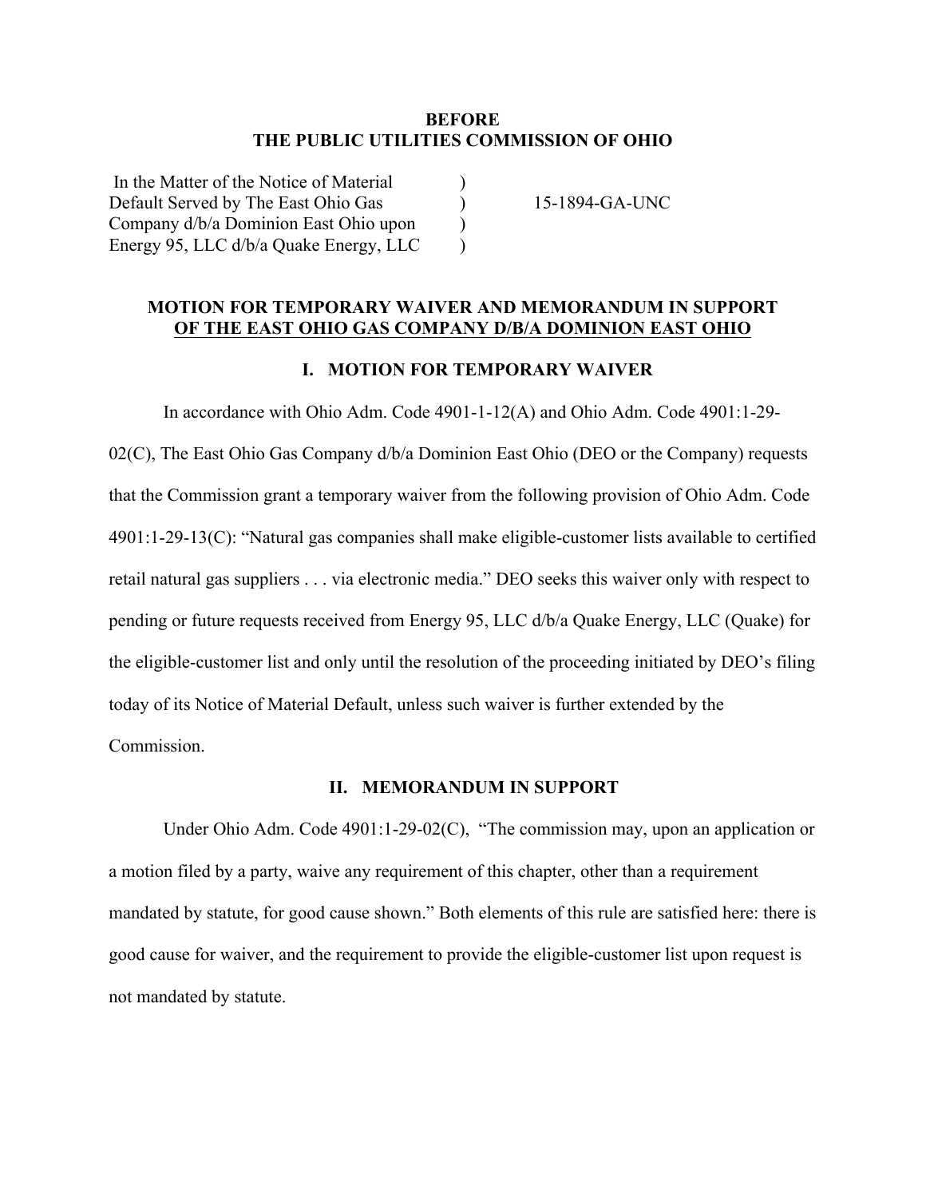**BEFORE**
**THE PUBLIC UTILITIES COMMISSION OF OHIO**

| | | |
|---|---|---|
| In the Matter of the Notice of Material Default Served by The East Ohio Gas Company d/b/a Dominion East Ohio upon Energy 95, LLC d/b/a Quake Energy, LLC | ) ) ) ) | 15-1894-GA-UNC |

**MOTION FOR TEMPORARY WAIVER AND MEMORANDUM IN SUPPORT OF THE EAST OHIO GAS COMPANY D/B/A DOMINION EAST OHIO**

## I. MOTION FOR TEMPORARY WAIVER

In accordance with Ohio Adm. Code 4901-1-12(A) and Ohio Adm. Code 4901:1-29-02(C), The East Ohio Gas Company d/b/a Dominion East Ohio (DEO or the Company) requests that the Commission grant a temporary waiver from the following provision of Ohio Adm. Code 4901:1-29-13(C): "Natural gas companies shall make eligible-customer lists available to certified retail natural gas suppliers . . . via electronic media." DEO seeks this waiver only with respect to pending or future requests received from Energy 95, LLC d/b/a Quake Energy, LLC (Quake) for the eligible-customer list and only until the resolution of the proceeding initiated by DEO's filing today of its Notice of Material Default, unless such waiver is further extended by the Commission.

## II. MEMORANDUM IN SUPPORT

Under Ohio Adm. Code 4901:1-29-02(C), "The commission may, upon an application or a motion filed by a party, waive any requirement of this chapter, other than a requirement mandated by statute, for good cause shown." Both elements of this rule are satisfied here: there is good cause for waiver, and the requirement to provide the eligible-customer list upon request is not mandated by statute.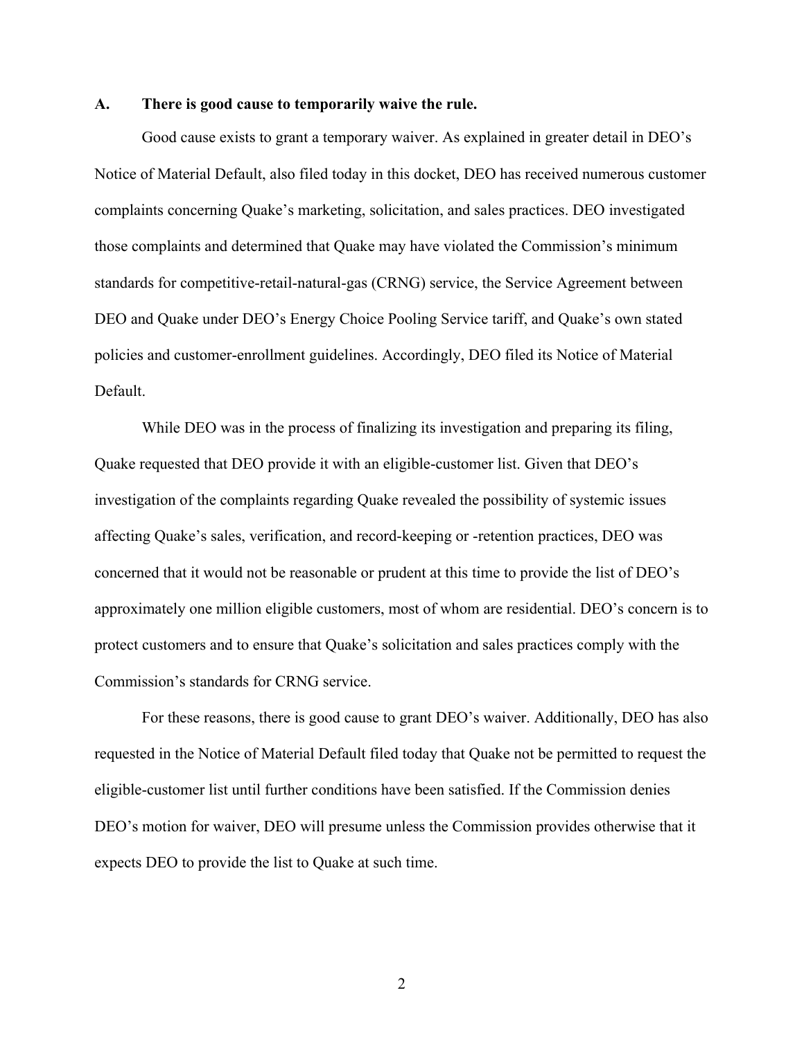### A. There is good cause to temporarily waive the rule.

Good cause exists to grant a temporary waiver. As explained in greater detail in DEO's Notice of Material Default, also filed today in this docket, DEO has received numerous customer complaints concerning Quake's marketing, solicitation, and sales practices. DEO investigated those complaints and determined that Quake may have violated the Commission's minimum standards for competitive-retail-natural-gas (CRNG) service, the Service Agreement between DEO and Quake under DEO's Energy Choice Pooling Service tariff, and Quake's own stated policies and customer-enrollment guidelines. Accordingly, DEO filed its Notice of Material Default.

While DEO was in the process of finalizing its investigation and preparing its filing, Quake requested that DEO provide it with an eligible-customer list. Given that DEO's investigation of the complaints regarding Quake revealed the possibility of systemic issues affecting Quake's sales, verification, and record-keeping or -retention practices, DEO was concerned that it would not be reasonable or prudent at this time to provide the list of DEO's approximately one million eligible customers, most of whom are residential. DEO's concern is to protect customers and to ensure that Quake's solicitation and sales practices comply with the Commission's standards for CRNG service.

For these reasons, there is good cause to grant DEO's waiver. Additionally, DEO has also requested in the Notice of Material Default filed today that Quake not be permitted to request the eligible-customer list until further conditions have been satisfied. If the Commission denies DEO's motion for waiver, DEO will presume unless the Commission provides otherwise that it expects DEO to provide the list to Quake at such time.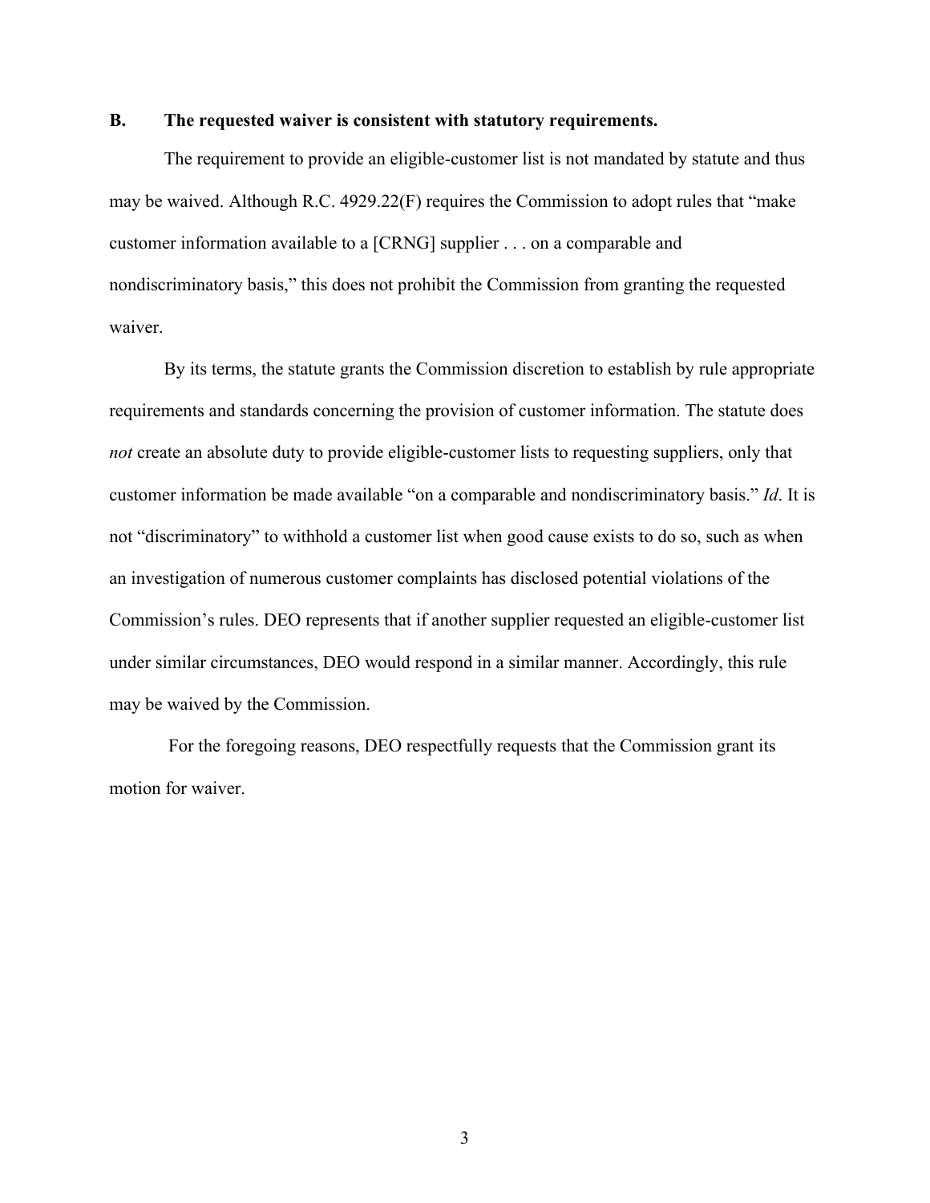### B. The requested waiver is consistent with statutory requirements.

The requirement to provide an eligible-customer list is not mandated by statute and thus may be waived. Although R.C. 4929.22(F) requires the Commission to adopt rules that "make customer information available to a [CRNG] supplier . . . on a comparable and nondiscriminatory basis," this does not prohibit the Commission from granting the requested waiver.

By its terms, the statute grants the Commission discretion to establish by rule appropriate requirements and standards concerning the provision of customer information. The statute does *not* create an absolute duty to provide eligible-customer lists to requesting suppliers, only that customer information be made available "on a comparable and nondiscriminatory basis." *Id*. It is not "discriminatory" to withhold a customer list when good cause exists to do so, such as when an investigation of numerous customer complaints has disclosed potential violations of the Commission's rules. DEO represents that if another supplier requested an eligible-customer list under similar circumstances, DEO would respond in a similar manner. Accordingly, this rule may be waived by the Commission.

For the foregoing reasons, DEO respectfully requests that the Commission grant its motion for waiver.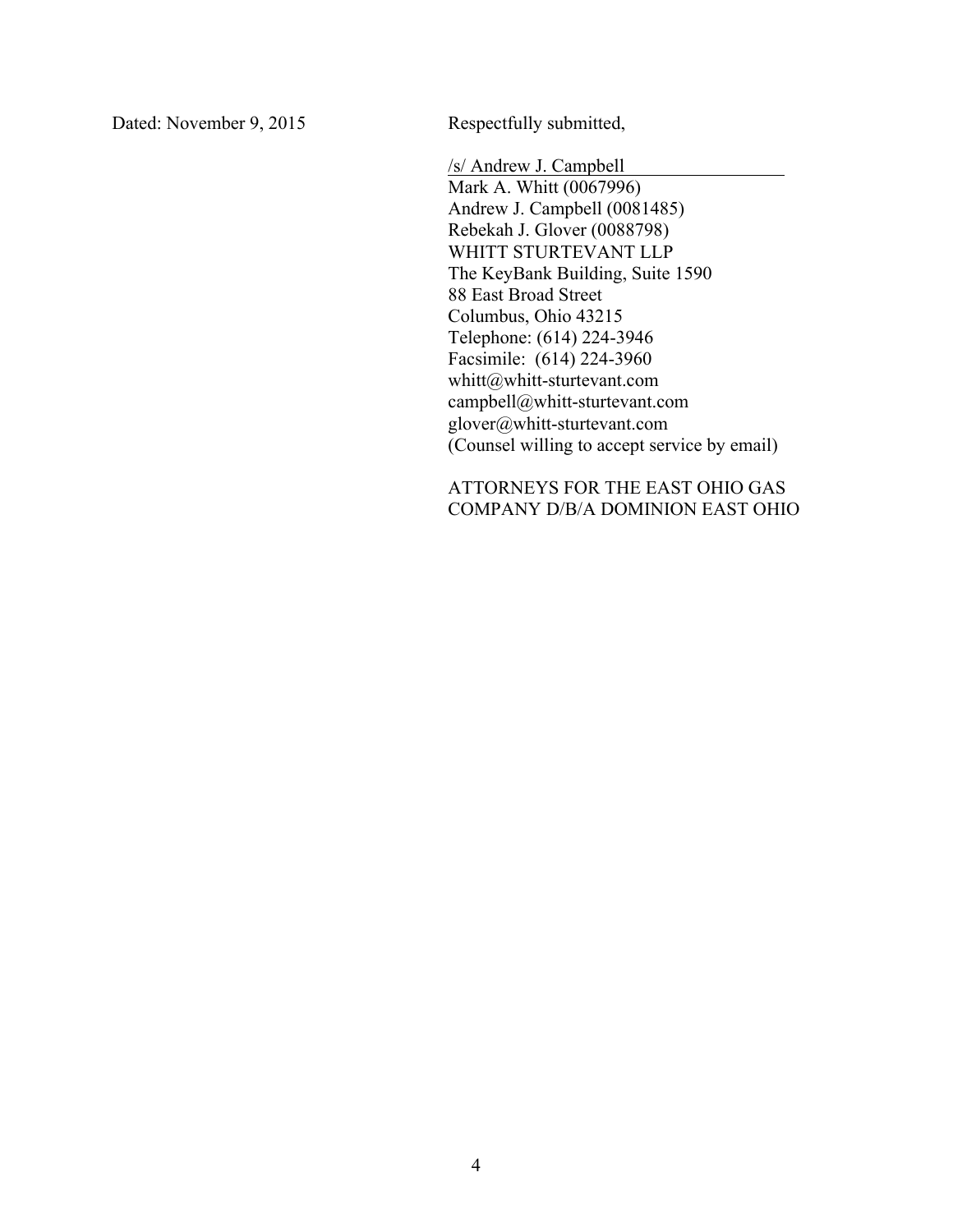Dated: November 9, 2015

Respectfully submitted,

/s/ Andrew J. Campbell
Mark A. Whitt (0067996)
Andrew J. Campbell (0081485)
Rebekah J. Glover (0088798)
WHITT STURTEVANT LLP
The KeyBank Building, Suite 1590
88 East Broad Street
Columbus, Ohio 43215
Telephone: (614) 224-3946
Facsimile: (614) 224-3960
whitt@whitt-sturtevant.com
campbell@whitt-sturtevant.com
glover@whitt-sturtevant.com
(Counsel willing to accept service by email)

ATTORNEYS FOR THE EAST OHIO GAS COMPANY D/B/A DOMINION EAST OHIO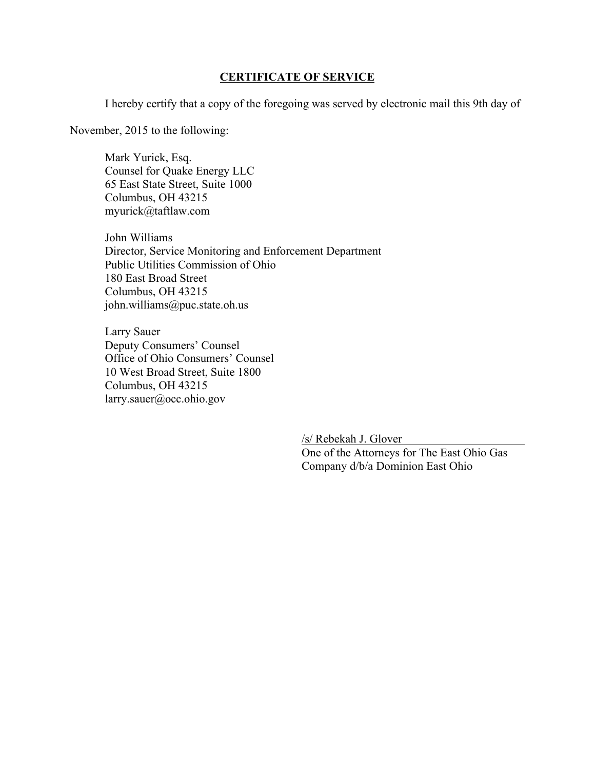**CERTIFICATE OF SERVICE**

I hereby certify that a copy of the foregoing was served by electronic mail this 9th day of November, 2015 to the following:

Mark Yurick, Esq.
Counsel for Quake Energy LLC
65 East State Street, Suite 1000
Columbus, OH 43215
myurick@taftlaw.com

John Williams
Director, Service Monitoring and Enforcement Department
Public Utilities Commission of Ohio
180 East Broad Street
Columbus, OH 43215
john.williams@puc.state.oh.us

Larry Sauer
Deputy Consumers' Counsel
Office of Ohio Consumers' Counsel
10 West Broad Street, Suite 1800
Columbus, OH 43215
larry.sauer@occ.ohio.gov

/s/ Rebekah J. Glover
One of the Attorneys for The East Ohio Gas Company d/b/a Dominion East Ohio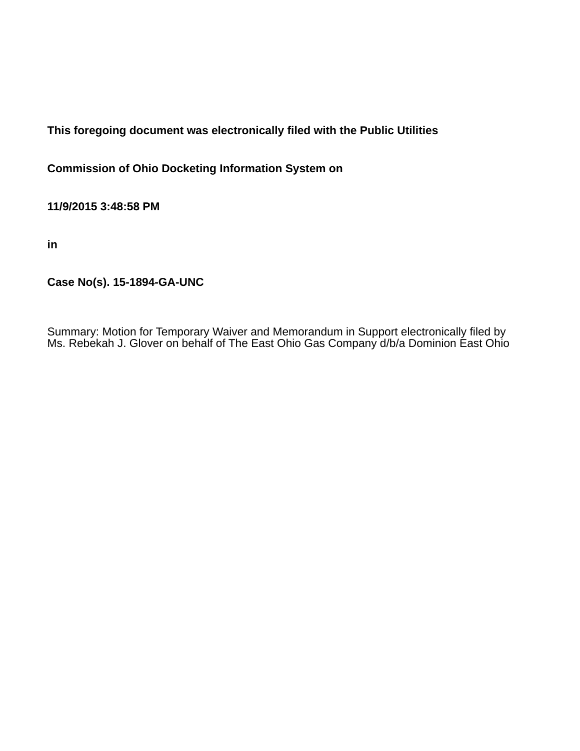**This foregoing document was electronically filed with the Public Utilities**

**Commission of Ohio Docketing Information System on**

**11/9/2015 3:48:58 PM**

**in**

**Case No(s). 15-1894-GA-UNC**

Summary: Motion for Temporary Waiver and Memorandum in Support electronically filed by Ms. Rebekah J. Glover on behalf of The East Ohio Gas Company d/b/a Dominion East Ohio